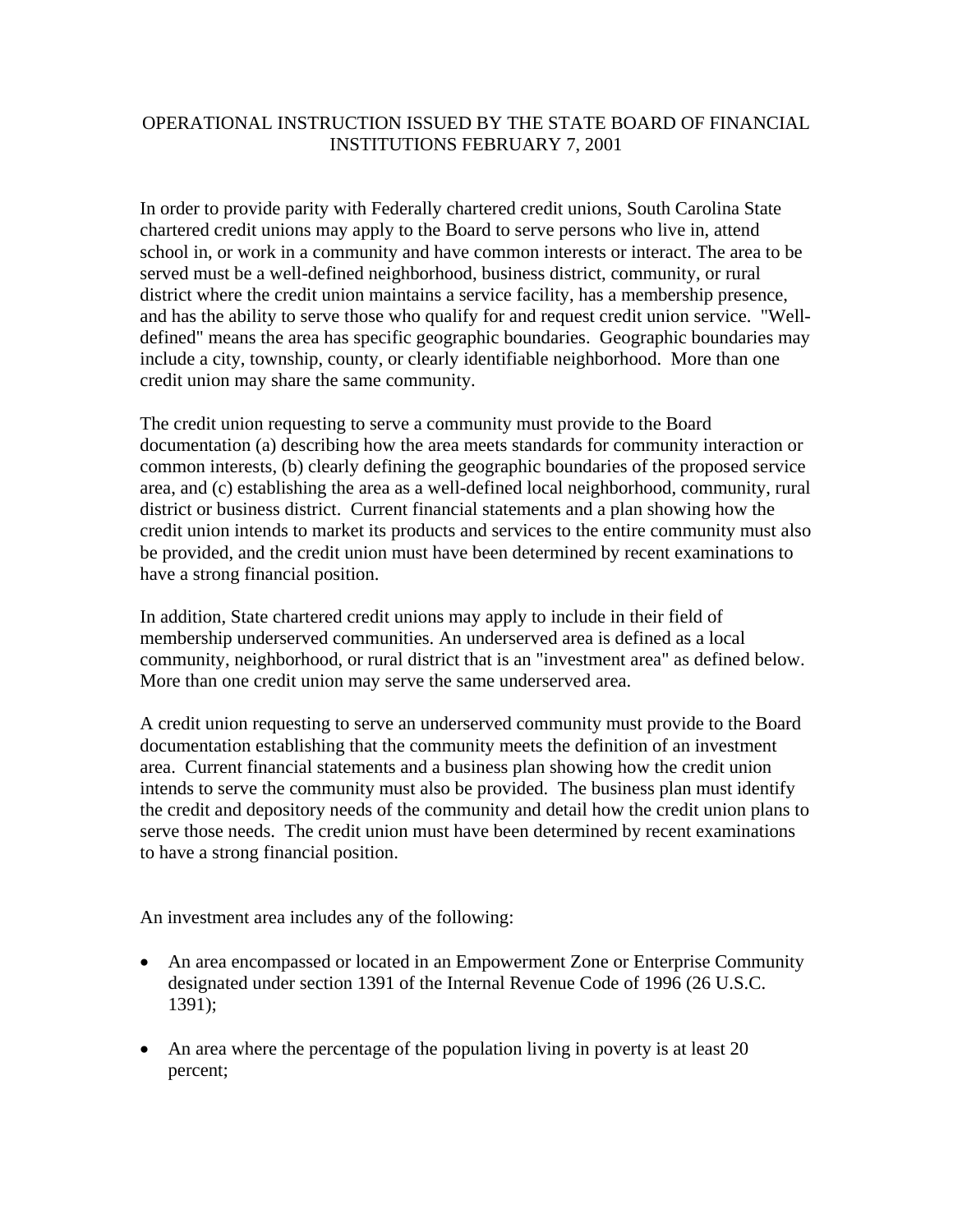# OPERATIONAL INSTRUCTION ISSUED BY THE STATE BOARD OF FINANCIAL INSTITUTIONS FEBRUARY 7, 2001

In order to provide parity with Federally chartered credit unions, South Carolina State chartered credit unions may apply to the Board to serve persons who live in, attend school in, or work in a community and have common interests or interact. The area to be served must be a well-defined neighborhood, business district, community, or rural district where the credit union maintains a service facility, has a membership presence, and has the ability to serve those who qualify for and request credit union service. "Well-defined" means the area has specific geographic boundaries. Geographic boundaries may include a city, township, county, or clearly identifiable neighborhood. More than one credit union may share the same community.

The credit union requesting to serve a community must provide to the Board documentation (a) describing how the area meets standards for community interaction or common interests, (b) clearly defining the geographic boundaries of the proposed service area, and (c) establishing the area as a well-defined local neighborhood, community, rural district or business district. Current financial statements and a plan showing how the credit union intends to market its products and services to the entire community must also be provided, and the credit union must have been determined by recent examinations to have a strong financial position.

In addition, State chartered credit unions may apply to include in their field of membership underserved communities. An underserved area is defined as a local community, neighborhood, or rural district that is an "investment area" as defined below. More than one credit union may serve the same underserved area.

A credit union requesting to serve an underserved community must provide to the Board documentation establishing that the community meets the definition of an investment area. Current financial statements and a business plan showing how the credit union intends to serve the community must also be provided. The business plan must identify the credit and depository needs of the community and detail how the credit union plans to serve those needs. The credit union must have been determined by recent examinations to have a strong financial position.

An investment area includes any of the following:

- An area encompassed or located in an Empowerment Zone or Enterprise Community designated under section 1391 of the Internal Revenue Code of 1996 (26 U.S.C. 1391);
- An area where the percentage of the population living in poverty is at least 20 percent;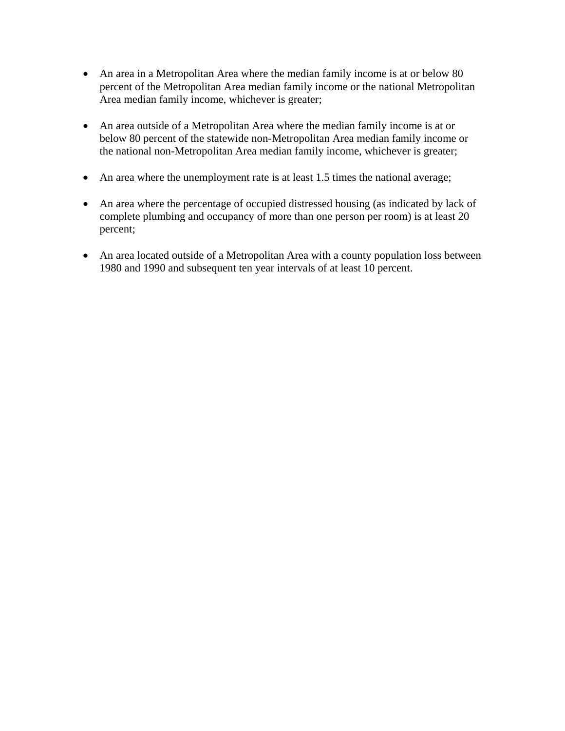- An area in a Metropolitan Area where the median family income is at or below 80 percent of the Metropolitan Area median family income or the national Metropolitan Area median family income, whichever is greater;

- An area outside of a Metropolitan Area where the median family income is at or below 80 percent of the statewide non-Metropolitan Area median family income or the national non-Metropolitan Area median family income, whichever is greater;

- An area where the unemployment rate is at least 1.5 times the national average;

- An area where the percentage of occupied distressed housing (as indicated by lack of complete plumbing and occupancy of more than one person per room) is at least 20 percent;

- An area located outside of a Metropolitan Area with a county population loss between 1980 and 1990 and subsequent ten year intervals of at least 10 percent.